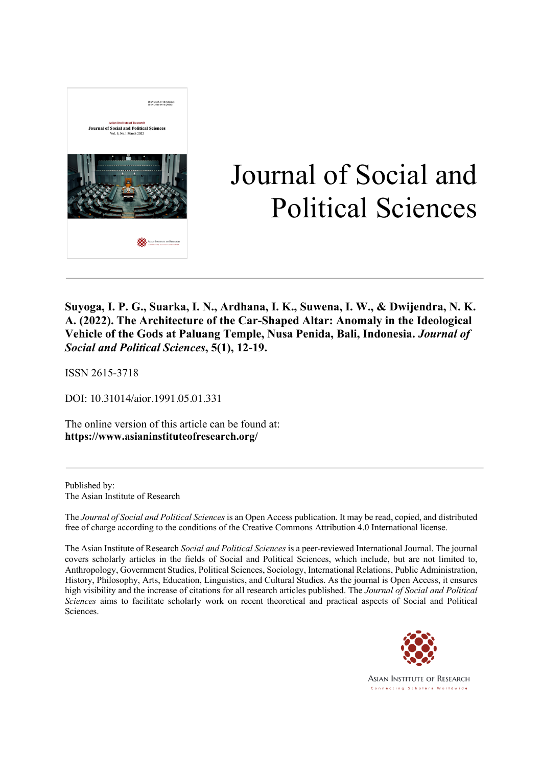# Journal of Social and Political Sciences

**Suyoga, I. P. G., Suarka, I. N., Ardhana, I. K., Suwena, I. W., & Dwijendra, N. K. A. (2022). The Architecture of the Car-Shaped Altar: Anomaly in the Ideological Vehicle of the Gods at Paluang Temple, Nusa Penida, Bali, Indonesia. *Journal of Social and Political Sciences*, 5(1), 12-19.**

ISSN 2615-3718

DOI: 10.31014/aior.1991.05.01.331

The online version of this article can be found at:
**https://www.asianinstituteofresearch.org/**

---

Published by:
The Asian Institute of Research

The *Journal of Social and Political Sciences* is an Open Access publication. It may be read, copied, and distributed free of charge according to the conditions of the Creative Commons Attribution 4.0 International license.

The Asian Institute of Research *Social and Political Sciences* is a peer-reviewed International Journal. The journal covers scholarly articles in the fields of Social and Political Sciences, which include, but are not limited to, Anthropology, Government Studies, Political Sciences, Sociology, International Relations, Public Administration, History, Philosophy, Arts, Education, Linguistics, and Cultural Studies. As the journal is Open Access, it ensures high visibility and the increase of citations for all research articles published. The *Journal of Social and Political Sciences* aims to facilitate scholarly work on recent theoretical and practical aspects of Social and Political Sciences.

ASIAN INSTITUTE OF RESEARCH
Connecting Scholars Worldwide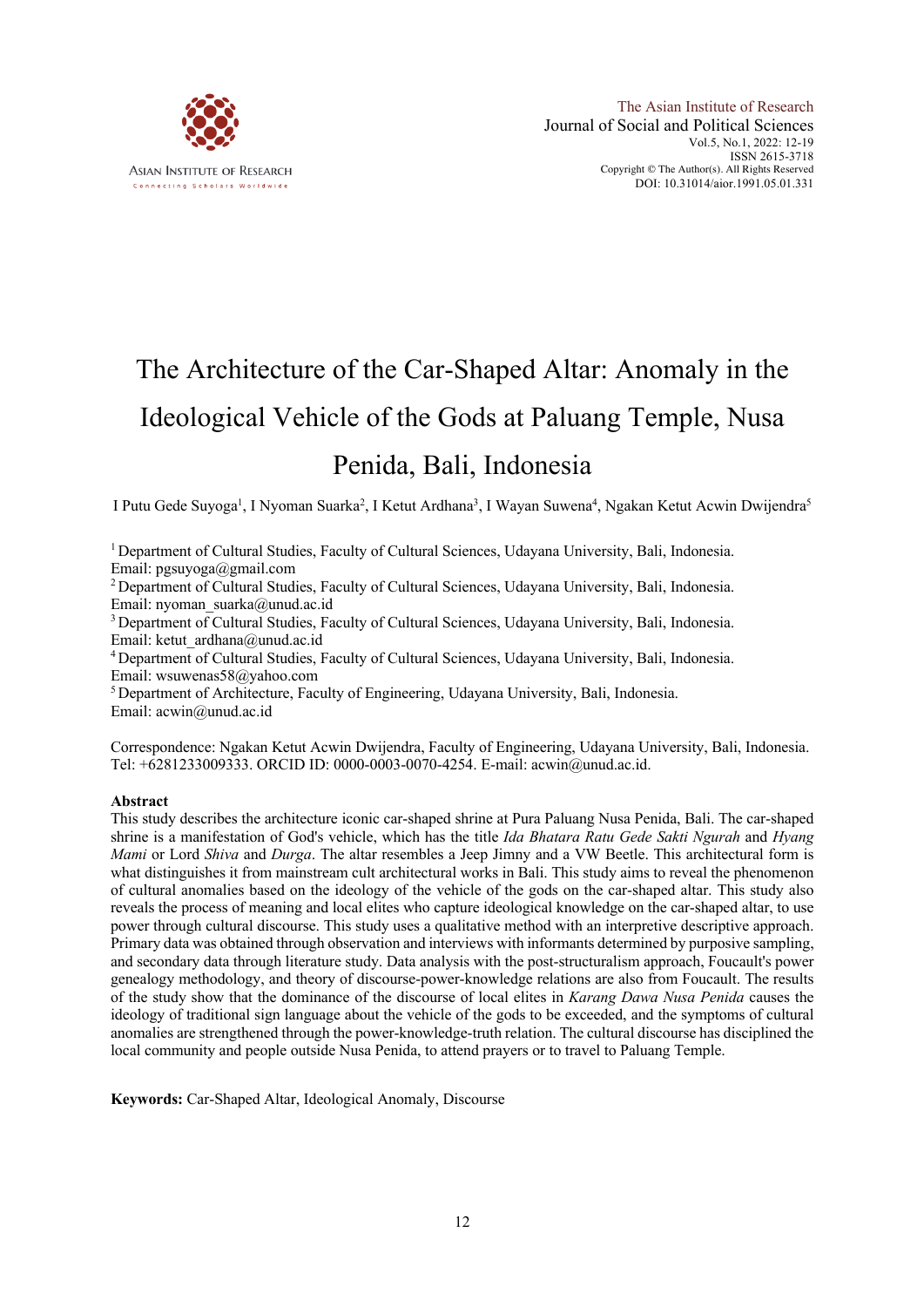# The Architecture of the Car-Shaped Altar: Anomaly in the Ideological Vehicle of the Gods at Paluang Temple, Nusa Penida, Bali, Indonesia

I Putu Gede Suyoga[1], I Nyoman Suarka[2], I Ketut Ardhana[3], I Wayan Suwena[4], Ngakan Ketut Acwin Dwijendra[5]

[1] Department of Cultural Studies, Faculty of Cultural Sciences, Udayana University, Bali, Indonesia.
Email: pgsuyoga@gmail.com

[2] Department of Cultural Studies, Faculty of Cultural Sciences, Udayana University, Bali, Indonesia.
Email: nyoman_suarka@unud.ac.id

[3] Department of Cultural Studies, Faculty of Cultural Sciences, Udayana University, Bali, Indonesia.
Email: ketut_ardhana@unud.ac.id

[4] Department of Cultural Studies, Faculty of Cultural Sciences, Udayana University, Bali, Indonesia.
Email: wsuwenas58@yahoo.com

[5] Department of Architecture, Faculty of Engineering, Udayana University, Bali, Indonesia.
Email: acwin@unud.ac.id

Correspondence: Ngakan Ketut Acwin Dwijendra, Faculty of Engineering, Udayana University, Bali, Indonesia.
Tel: +6281233009333. ORCID ID: 0000-0003-0070-4254. E-mail: acwin@unud.ac.id.

### Abstract

This study describes the architecture iconic car-shaped shrine at Pura Paluang Nusa Penida, Bali. The car-shaped shrine is a manifestation of God's vehicle, which has the title *Ida Bhatara Ratu Gede Sakti Ngurah* and *Hyang Mami* or Lord *Shiva* and *Durga*. The altar resembles a Jeep Jimny and a VW Beetle. This architectural form is what distinguishes it from mainstream cult architectural works in Bali. This study aims to reveal the phenomenon of cultural anomalies based on the ideology of the vehicle of the gods on the car-shaped altar. This study also reveals the process of meaning and local elites who capture ideological knowledge on the car-shaped altar, to use power through cultural discourse. This study uses a qualitative method with an interpretive descriptive approach. Primary data was obtained through observation and interviews with informants determined by purposive sampling, and secondary data through literature study. Data analysis with the post-structuralism approach, Foucault's power genealogy methodology, and theory of discourse-power-knowledge relations are also from Foucault. The results of the study show that the dominance of the discourse of local elites in *Karang Dawa Nusa Penida* causes the ideology of traditional sign language about the vehicle of the gods to be exceeded, and the symptoms of cultural anomalies are strengthened through the power-knowledge-truth relation. The cultural discourse has disciplined the local community and people outside Nusa Penida, to attend prayers or to travel to Paluang Temple.

**Keywords:** Car-Shaped Altar, Ideological Anomaly, Discourse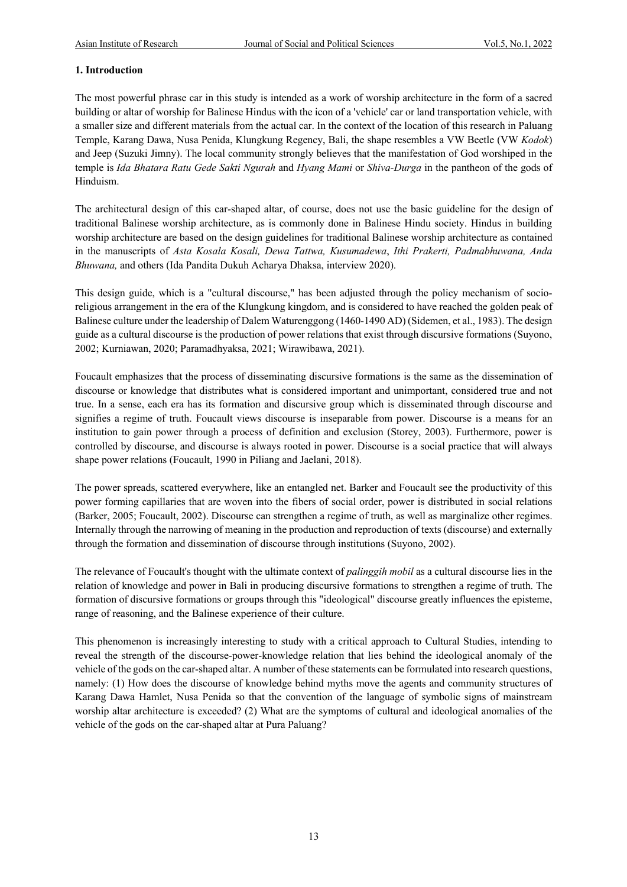### 1. Introduction

The most powerful phrase car in this study is intended as a work of worship architecture in the form of a sacred building or altar of worship for Balinese Hindus with the icon of a 'vehicle' car or land transportation vehicle, with a smaller size and different materials from the actual car. In the context of the location of this research in Paluang Temple, Karang Dawa, Nusa Penida, Klungkung Regency, Bali, the shape resembles a VW Beetle (VW *Kodok*) and Jeep (Suzuki Jimny). The local community strongly believes that the manifestation of God worshiped in the temple is *Ida Bhatara Ratu Gede Sakti Ngurah* and *Hyang Mami* or *Shiva-Durga* in the pantheon of the gods of Hinduism.

The architectural design of this car-shaped altar, of course, does not use the basic guideline for the design of traditional Balinese worship architecture, as is commonly done in Balinese Hindu society. Hindus in building worship architecture are based on the design guidelines for traditional Balinese worship architecture as contained in the manuscripts of *Asta Kosala Kosali, Dewa Tattwa, Kusumadewa*, *Ithi Prakerti, Padmabhuwana, Anda Bhuwana,* and others (Ida Pandita Dukuh Acharya Dhaksa, interview 2020).

This design guide, which is a "cultural discourse," has been adjusted through the policy mechanism of socio-religious arrangement in the era of the Klungkung kingdom, and is considered to have reached the golden peak of Balinese culture under the leadership of Dalem Waturenggong (1460-1490 AD) (Sidemen, et al., 1983). The design guide as a cultural discourse is the production of power relations that exist through discursive formations (Suyono, 2002; Kurniawan, 2020; Paramadhyaksa, 2021; Wirawibawa, 2021).

Foucault emphasizes that the process of disseminating discursive formations is the same as the dissemination of discourse or knowledge that distributes what is considered important and unimportant, considered true and not true. In a sense, each era has its formation and discursive group which is disseminated through discourse and signifies a regime of truth. Foucault views discourse is inseparable from power. Discourse is a means for an institution to gain power through a process of definition and exclusion (Storey, 2003). Furthermore, power is controlled by discourse, and discourse is always rooted in power. Discourse is a social practice that will always shape power relations (Foucault, 1990 in Piliang and Jaelani, 2018).

The power spreads, scattered everywhere, like an entangled net. Barker and Foucault see the productivity of this power forming capillaries that are woven into the fibers of social order, power is distributed in social relations (Barker, 2005; Foucault, 2002). Discourse can strengthen a regime of truth, as well as marginalize other regimes. Internally through the narrowing of meaning in the production and reproduction of texts (discourse) and externally through the formation and dissemination of discourse through institutions (Suyono, 2002).

The relevance of Foucault's thought with the ultimate context of *palinggih mobil* as a cultural discourse lies in the relation of knowledge and power in Bali in producing discursive formations to strengthen a regime of truth. The formation of discursive formations or groups through this "ideological" discourse greatly influences the episteme, range of reasoning, and the Balinese experience of their culture.

This phenomenon is increasingly interesting to study with a critical approach to Cultural Studies, intending to reveal the strength of the discourse-power-knowledge relation that lies behind the ideological anomaly of the vehicle of the gods on the car-shaped altar. A number of these statements can be formulated into research questions, namely: (1) How does the discourse of knowledge behind myths move the agents and community structures of Karang Dawa Hamlet, Nusa Penida so that the convention of the language of symbolic signs of mainstream worship altar architecture is exceeded? (2) What are the symptoms of cultural and ideological anomalies of the vehicle of the gods on the car-shaped altar at Pura Paluang?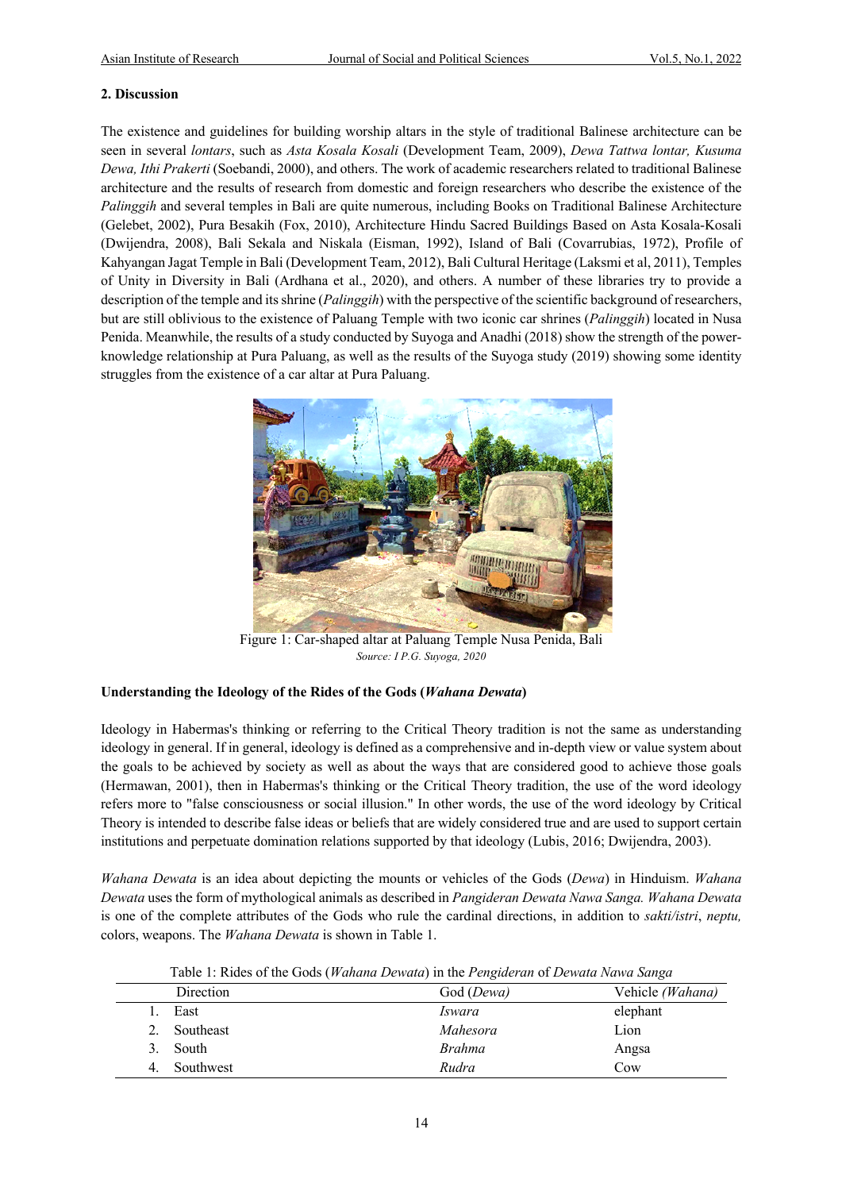## 2. Discussion

The existence and guidelines for building worship altars in the style of traditional Balinese architecture can be seen in several *lontars*, such as *Asta Kosala Kosali* (Development Team, 2009), *Dewa Tattwa lontar, Kusuma Dewa, Ithi Prakerti* (Soebandi, 2000), and others. The work of academic researchers related to traditional Balinese architecture and the results of research from domestic and foreign researchers who describe the existence of the *Palinggih* and several temples in Bali are quite numerous, including Books on Traditional Balinese Architecture (Gelebet, 2002), Pura Besakih (Fox, 2010), Architecture Hindu Sacred Buildings Based on Asta Kosala-Kosali (Dwijendra, 2008), Bali Sekala and Niskala (Eisman, 1992), Island of Bali (Covarrubias, 1972), Profile of Kahyangan Jagat Temple in Bali (Development Team, 2012), Bali Cultural Heritage (Laksmi et al, 2011), Temples of Unity in Diversity in Bali (Ardhana et al., 2020), and others. A number of these libraries try to provide a description of the temple and its shrine (*Palinggih*) with the perspective of the scientific background of researchers, but are still oblivious to the existence of Paluang Temple with two iconic car shrines (*Palinggih*) located in Nusa Penida. Meanwhile, the results of a study conducted by Suyoga and Anadhi (2018) show the strength of the power-knowledge relationship at Pura Paluang, as well as the results of the Suyoga study (2019) showing some identity struggles from the existence of a car altar at Pura Paluang.

Figure 1: Car-shaped altar at Paluang Temple Nusa Penida, Bali

*Source: I P.G. Suyoga, 2020*

**Understanding the Ideology of the Rides of the Gods (*Wahana Dewata*)**

Ideology in Habermas's thinking or referring to the Critical Theory tradition is not the same as understanding ideology in general. If in general, ideology is defined as a comprehensive and in-depth view or value system about the goals to be achieved by society as well as about the ways that are considered good to achieve those goals (Hermawan, 2001), then in Habermas's thinking or the Critical Theory tradition, the use of the word ideology refers more to "false consciousness or social illusion." In other words, the use of the word ideology by Critical Theory is intended to describe false ideas or beliefs that are widely considered true and are used to support certain institutions and perpetuate domination relations supported by that ideology (Lubis, 2016; Dwijendra, 2003).

*Wahana Dewata* is an idea about depicting the mounts or vehicles of the Gods (*Dewa*) in Hinduism. *Wahana Dewata* uses the form of mythological animals as described in *Pangideran Dewata Nawa Sanga. Wahana Dewata* is one of the complete attributes of the Gods who rule the cardinal directions, in addition to *sakti/istri*, *neptu,* colors, weapons. The *Wahana Dewata* is shown in Table 1.

Table 1: Rides of the Gods (*Wahana Dewata*) in the *Pengideran* of *Dewata Nawa Sanga*

| | Direction | God (*Dewa*) | Vehicle (*Wahana*) |
|---|---|---|---|
| 1. | East | *Iswara* | elephant |
| 2. | Southeast | *Mahesora* | Lion |
| 3. | South | *Brahma* | Angsa |
| 4. | Southwest | *Rudra* | Cow |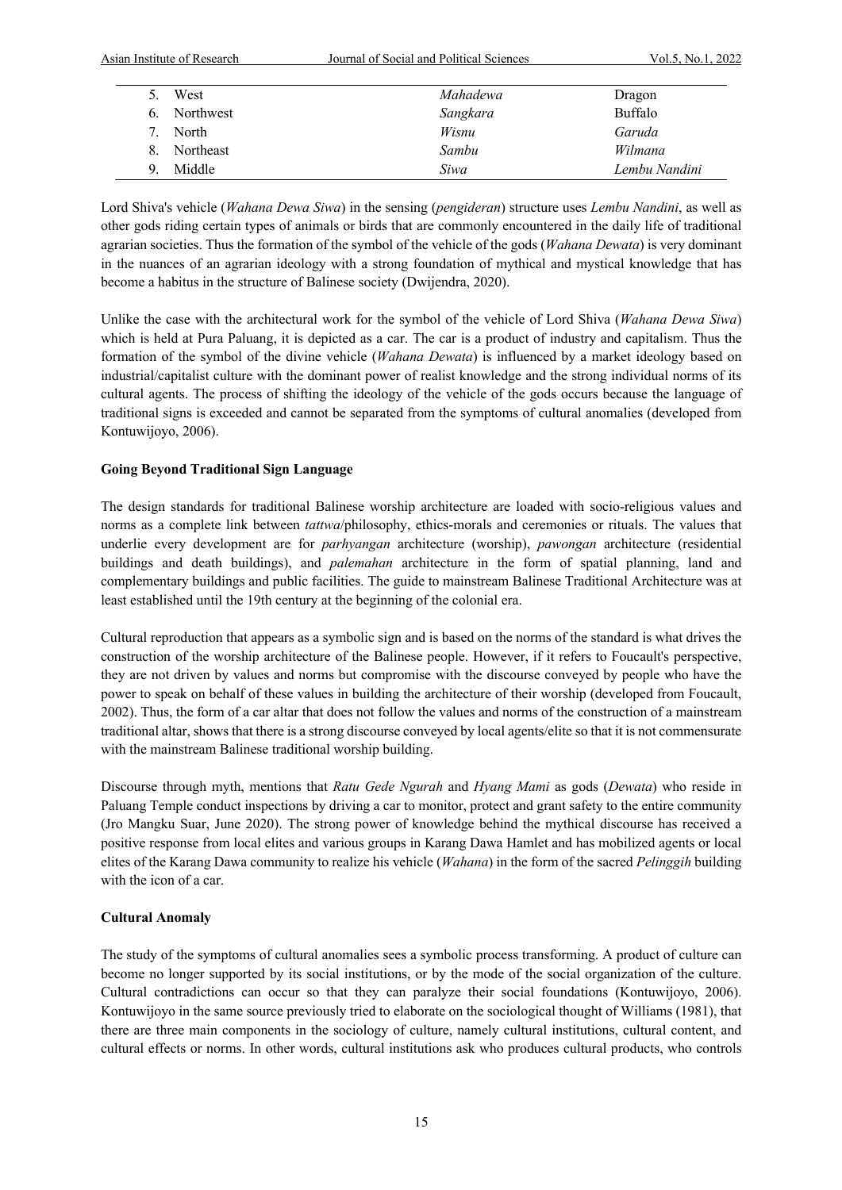| | | |
|---|---|---|
| 5. West | *Mahadewa* | Dragon |
| 6. Northwest | *Sangkara* | Buffalo |
| 7. North | *Wisnu* | *Garuda* |
| 8. Northeast | *Sambu* | *Wilmana* |
| 9. Middle | *Siwa* | *Lembu Nandini* |

Lord Shiva's vehicle (*Wahana Dewa Siwa*) in the sensing (*pengideran*) structure uses *Lembu Nandini*, as well as other gods riding certain types of animals or birds that are commonly encountered in the daily life of traditional agrarian societies. Thus the formation of the symbol of the vehicle of the gods (*Wahana Dewata*) is very dominant in the nuances of an agrarian ideology with a strong foundation of mythical and mystical knowledge that has become a habitus in the structure of Balinese society (Dwijendra, 2020).

Unlike the case with the architectural work for the symbol of the vehicle of Lord Shiva (*Wahana Dewa Siwa*) which is held at Pura Paluang, it is depicted as a car. The car is a product of industry and capitalism. Thus the formation of the symbol of the divine vehicle (*Wahana Dewata*) is influenced by a market ideology based on industrial/capitalist culture with the dominant power of realist knowledge and the strong individual norms of its cultural agents. The process of shifting the ideology of the vehicle of the gods occurs because the language of traditional signs is exceeded and cannot be separated from the symptoms of cultural anomalies (developed from Kontuwijoyo, 2006).

**Going Beyond Traditional Sign Language**

The design standards for traditional Balinese worship architecture are loaded with socio-religious values and norms as a complete link between *tattwa*/philosophy, ethics-morals and ceremonies or rituals. The values that underlie every development are for *parhyangan* architecture (worship), *pawongan* architecture (residential buildings and death buildings), and *palemahan* architecture in the form of spatial planning, land and complementary buildings and public facilities. The guide to mainstream Balinese Traditional Architecture was at least established until the 19th century at the beginning of the colonial era.

Cultural reproduction that appears as a symbolic sign and is based on the norms of the standard is what drives the construction of the worship architecture of the Balinese people. However, if it refers to Foucault's perspective, they are not driven by values and norms but compromise with the discourse conveyed by people who have the power to speak on behalf of these values in building the architecture of their worship (developed from Foucault, 2002). Thus, the form of a car altar that does not follow the values and norms of the construction of a mainstream traditional altar, shows that there is a strong discourse conveyed by local agents/elite so that it is not commensurate with the mainstream Balinese traditional worship building.

Discourse through myth, mentions that *Ratu Gede Ngurah* and *Hyang Mami* as gods (*Dewata*) who reside in Paluang Temple conduct inspections by driving a car to monitor, protect and grant safety to the entire community (Jro Mangku Suar, June 2020). The strong power of knowledge behind the mythical discourse has received a positive response from local elites and various groups in Karang Dawa Hamlet and has mobilized agents or local elites of the Karang Dawa community to realize his vehicle (*Wahana*) in the form of the sacred *Pelinggih* building with the icon of a car.

**Cultural Anomaly**

The study of the symptoms of cultural anomalies sees a symbolic process transforming. A product of culture can become no longer supported by its social institutions, or by the mode of the social organization of the culture. Cultural contradictions can occur so that they can paralyze their social foundations (Kontuwijoyo, 2006). Kontuwijoyo in the same source previously tried to elaborate on the sociological thought of Williams (1981), that there are three main components in the sociology of culture, namely cultural institutions, cultural content, and cultural effects or norms. In other words, cultural institutions ask who produces cultural products, who controls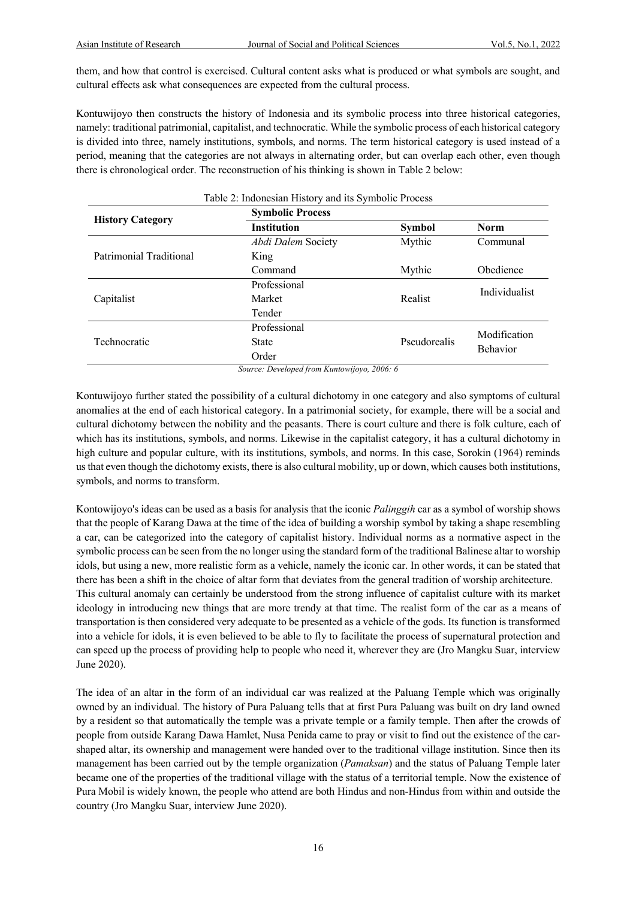them, and how that control is exercised. Cultural content asks what is produced or what symbols are sought, and cultural effects ask what consequences are expected from the cultural process.

Kontuwijoyo then constructs the history of Indonesia and its symbolic process into three historical categories, namely: traditional patrimonial, capitalist, and technocratic. While the symbolic process of each historical category is divided into three, namely institutions, symbols, and norms. The term historical category is used instead of a period, meaning that the categories are not always in alternating order, but can overlap each other, even though there is chronological order. The reconstruction of his thinking is shown in Table 2 below:

Table 2: Indonesian History and its Symbolic Process

| **History Category** | **Symbolic Process** | | |
|---|---|---|---|
| | **Institution** | **Symbol** | **Norm** |
| Patrimonial Traditional | *Abdi Dalem* Society | Mythic | Communal |
| | King | | |
| | Command | Mythic | Obedience |
| Capitalist | Professional<br>Market<br>Tender | Realist | Individualist |
| Technocratic | Professional<br>State<br>Order | Pseudorealis | Modification Behavior |

*Source: Developed from Kuntowijoyo, 2006: 6*

Kontuwijoyo further stated the possibility of a cultural dichotomy in one category and also symptoms of cultural anomalies at the end of each historical category. In a patrimonial society, for example, there will be a social and cultural dichotomy between the nobility and the peasants. There is court culture and there is folk culture, each of which has its institutions, symbols, and norms. Likewise in the capitalist category, it has a cultural dichotomy in high culture and popular culture, with its institutions, symbols, and norms. In this case, Sorokin (1964) reminds us that even though the dichotomy exists, there is also cultural mobility, up or down, which causes both institutions, symbols, and norms to transform.

Kontowijoyo's ideas can be used as a basis for analysis that the iconic *Palinggih* car as a symbol of worship shows that the people of Karang Dawa at the time of the idea of building a worship symbol by taking a shape resembling a car, can be categorized into the category of capitalist history. Individual norms as a normative aspect in the symbolic process can be seen from the no longer using the standard form of the traditional Balinese altar to worship idols, but using a new, more realistic form as a vehicle, namely the iconic car. In other words, it can be stated that there has been a shift in the choice of altar form that deviates from the general tradition of worship architecture.
This cultural anomaly can certainly be understood from the strong influence of capitalist culture with its market ideology in introducing new things that are more trendy at that time. The realist form of the car as a means of transportation is then considered very adequate to be presented as a vehicle of the gods. Its function is transformed into a vehicle for idols, it is even believed to be able to fly to facilitate the process of supernatural protection and can speed up the process of providing help to people who need it, wherever they are (Jro Mangku Suar, interview June 2020).

The idea of an altar in the form of an individual car was realized at the Paluang Temple which was originally owned by an individual. The history of Pura Paluang tells that at first Pura Paluang was built on dry land owned by a resident so that automatically the temple was a private temple or a family temple. Then after the crowds of people from outside Karang Dawa Hamlet, Nusa Penida came to pray or visit to find out the existence of the car-shaped altar, its ownership and management were handed over to the traditional village institution. Since then its management has been carried out by the temple organization (*Pamaksan*) and the status of Paluang Temple later became one of the properties of the traditional village with the status of a territorial temple. Now the existence of Pura Mobil is widely known, the people who attend are both Hindus and non-Hindus from within and outside the country (Jro Mangku Suar, interview June 2020).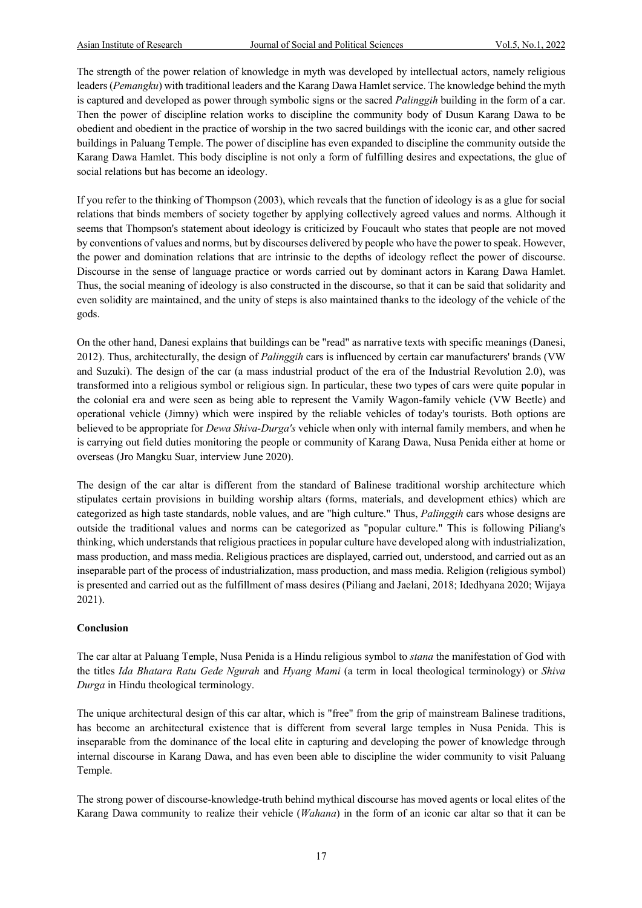The strength of the power relation of knowledge in myth was developed by intellectual actors, namely religious leaders (*Pemangku*) with traditional leaders and the Karang Dawa Hamlet service. The knowledge behind the myth is captured and developed as power through symbolic signs or the sacred *Palinggih* building in the form of a car. Then the power of discipline relation works to discipline the community body of Dusun Karang Dawa to be obedient and obedient in the practice of worship in the two sacred buildings with the iconic car, and other sacred buildings in Paluang Temple. The power of discipline has even expanded to discipline the community outside the Karang Dawa Hamlet. This body discipline is not only a form of fulfilling desires and expectations, the glue of social relations but has become an ideology.

If you refer to the thinking of Thompson (2003), which reveals that the function of ideology is as a glue for social relations that binds members of society together by applying collectively agreed values and norms. Although it seems that Thompson's statement about ideology is criticized by Foucault who states that people are not moved by conventions of values and norms, but by discourses delivered by people who have the power to speak. However, the power and domination relations that are intrinsic to the depths of ideology reflect the power of discourse. Discourse in the sense of language practice or words carried out by dominant actors in Karang Dawa Hamlet. Thus, the social meaning of ideology is also constructed in the discourse, so that it can be said that solidarity and even solidity are maintained, and the unity of steps is also maintained thanks to the ideology of the vehicle of the gods.

On the other hand, Danesi explains that buildings can be "read" as narrative texts with specific meanings (Danesi, 2012). Thus, architecturally, the design of *Palinggih* cars is influenced by certain car manufacturers' brands (VW and Suzuki). The design of the car (a mass industrial product of the era of the Industrial Revolution 2.0), was transformed into a religious symbol or religious sign. In particular, these two types of cars were quite popular in the colonial era and were seen as being able to represent the Vamily Wagon-family vehicle (VW Beetle) and operational vehicle (Jimny) which were inspired by the reliable vehicles of today's tourists. Both options are believed to be appropriate for *Dewa Shiva-Durga's* vehicle when only with internal family members, and when he is carrying out field duties monitoring the people or community of Karang Dawa, Nusa Penida either at home or overseas (Jro Mangku Suar, interview June 2020).

The design of the car altar is different from the standard of Balinese traditional worship architecture which stipulates certain provisions in building worship altars (forms, materials, and development ethics) which are categorized as high taste standards, noble values, and are "high culture." Thus, *Palinggih* cars whose designs are outside the traditional values and norms can be categorized as "popular culture." This is following Piliang's thinking, which understands that religious practices in popular culture have developed along with industrialization, mass production, and mass media. Religious practices are displayed, carried out, understood, and carried out as an inseparable part of the process of industrialization, mass production, and mass media. Religion (religious symbol) is presented and carried out as the fulfillment of mass desires (Piliang and Jaelani, 2018; Idedhyana 2020; Wijaya 2021).

**Conclusion**

The car altar at Paluang Temple, Nusa Penida is a Hindu religious symbol to *stana* the manifestation of God with the titles *Ida Bhatara Ratu Gede Ngurah* and *Hyang Mami* (a term in local theological terminology) or *Shiva Durga* in Hindu theological terminology.

The unique architectural design of this car altar, which is "free" from the grip of mainstream Balinese traditions, has become an architectural existence that is different from several large temples in Nusa Penida. This is inseparable from the dominance of the local elite in capturing and developing the power of knowledge through internal discourse in Karang Dawa, and has even been able to discipline the wider community to visit Paluang Temple.

The strong power of discourse-knowledge-truth behind mythical discourse has moved agents or local elites of the Karang Dawa community to realize their vehicle (*Wahana*) in the form of an iconic car altar so that it can be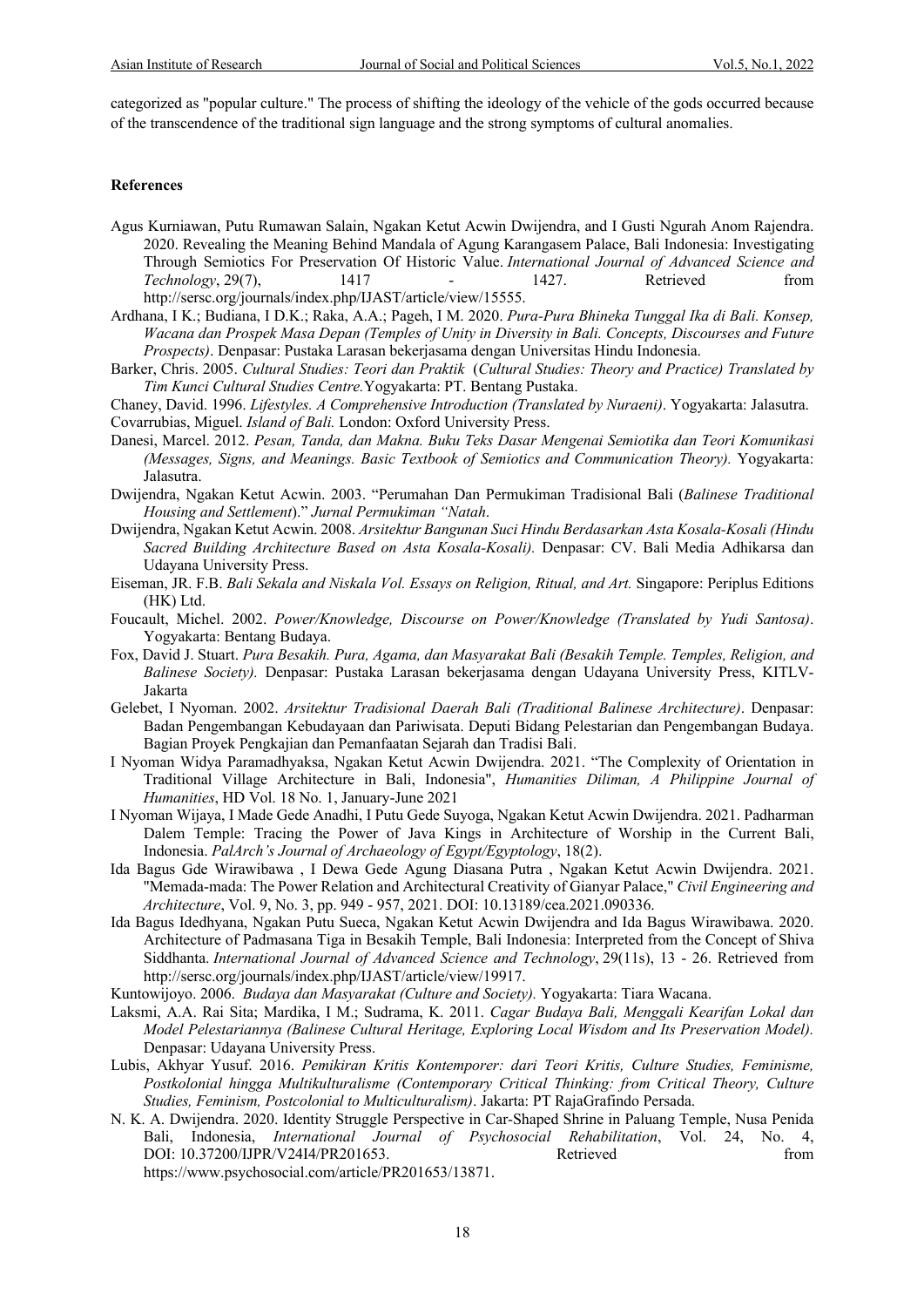categorized as "popular culture." The process of shifting the ideology of the vehicle of the gods occurred because of the transcendence of the traditional sign language and the strong symptoms of cultural anomalies.

**References**

Agus Kurniawan, Putu Rumawan Salain, Ngakan Ketut Acwin Dwijendra, and I Gusti Ngurah Anom Rajendra. 2020. Revealing the Meaning Behind Mandala of Agung Karangasem Palace, Bali Indonesia: Investigating Through Semiotics For Preservation Of Historic Value. *International Journal of Advanced Science and Technology*, 29(7), 1417 - 1427. Retrieved from http://sersc.org/journals/index.php/IJAST/article/view/15555.

Ardhana, I K.; Budiana, I D.K.; Raka, A.A.; Pageh, I M. 2020. *Pura-Pura Bhineka Tunggal Ika di Bali. Konsep, Wacana dan Prospek Masa Depan (Temples of Unity in Diversity in Bali. Concepts, Discourses and Future Prospects)*. Denpasar: Pustaka Larasan bekerjasama dengan Universitas Hindu Indonesia.

Barker, Chris. 2005. *Cultural Studies: Teori dan Praktik* (*Cultural Studies: Theory and Practice) Translated by Tim Kunci Cultural Studies Centre.*Yogyakarta: PT. Bentang Pustaka.

Chaney, David. 1996. *Lifestyles. A Comprehensive Introduction (Translated by Nuraeni)*. Yogyakarta: Jalasutra.

Covarrubias, Miguel. *Island of Bali.* London: Oxford University Press.

Danesi, Marcel. 2012. *Pesan, Tanda, dan Makna. Buku Teks Dasar Mengenai Semiotika dan Teori Komunikasi (Messages, Signs, and Meanings. Basic Textbook of Semiotics and Communication Theory).* Yogyakarta: Jalasutra.

Dwijendra, Ngakan Ketut Acwin. 2003. "Perumahan Dan Permukiman Tradisional Bali (*Balinese Traditional Housing and Settlement*)." *Jurnal Permukiman "Natah*.

Dwijendra, Ngakan Ketut Acwin. 2008. *Arsitektur Bangunan Suci Hindu Berdasarkan Asta Kosala-Kosali (Hindu Sacred Building Architecture Based on Asta Kosala-Kosali).* Denpasar: CV. Bali Media Adhikarsa dan Udayana University Press.

Eiseman, JR. F.B. *Bali Sekala and Niskala Vol. Essays on Religion, Ritual, and Art.* Singapore: Periplus Editions (HK) Ltd.

Foucault, Michel. 2002. *Power/Knowledge, Discourse on Power/Knowledge (Translated by Yudi Santosa)*. Yogyakarta: Bentang Budaya.

Fox, David J. Stuart. *Pura Besakih. Pura, Agama, dan Masyarakat Bali (Besakih Temple. Temples, Religion, and Balinese Society).* Denpasar: Pustaka Larasan bekerjasama dengan Udayana University Press, KITLV-Jakarta

Gelebet, I Nyoman. 2002. *Arsitektur Tradisional Daerah Bali (Traditional Balinese Architecture)*. Denpasar: Badan Pengembangan Kebudayaan dan Pariwisata. Deputi Bidang Pelestarian dan Pengembangan Budaya. Bagian Proyek Pengkajian dan Pemanfaatan Sejarah dan Tradisi Bali.

I Nyoman Widya Paramadhyaksa, Ngakan Ketut Acwin Dwijendra. 2021. "The Complexity of Orientation in Traditional Village Architecture in Bali, Indonesia", *Humanities Diliman, A Philippine Journal of Humanities*, HD Vol. 18 No. 1, January-June 2021

I Nyoman Wijaya, I Made Gede Anadhi, I Putu Gede Suyoga, Ngakan Ketut Acwin Dwijendra. 2021. Padharman Dalem Temple: Tracing the Power of Java Kings in Architecture of Worship in the Current Bali, Indonesia. *PalArch's Journal of Archaeology of Egypt/Egyptology*, 18(2).

Ida Bagus Gde Wirawibawa , I Dewa Gede Agung Diasana Putra , Ngakan Ketut Acwin Dwijendra. 2021. "Memada-mada: The Power Relation and Architectural Creativity of Gianyar Palace," *Civil Engineering and Architecture*, Vol. 9, No. 3, pp. 949 - 957, 2021. DOI: 10.13189/cea.2021.090336.

Ida Bagus Idedhyana, Ngakan Putu Sueca, Ngakan Ketut Acwin Dwijendra and Ida Bagus Wirawibawa. 2020. Architecture of Padmasana Tiga in Besakih Temple, Bali Indonesia: Interpreted from the Concept of Shiva Siddhanta. *International Journal of Advanced Science and Technology*, 29(11s), 13 - 26. Retrieved from http://sersc.org/journals/index.php/IJAST/article/view/19917.

Kuntowijoyo. 2006. *Budaya dan Masyarakat (Culture and Society).* Yogyakarta: Tiara Wacana.

Laksmi, A.A. Rai Sita; Mardika, I M.; Sudrama, K. 2011. *Cagar Budaya Bali, Menggali Kearifan Lokal dan Model Pelestariannya (Balinese Cultural Heritage, Exploring Local Wisdom and Its Preservation Model).* Denpasar: Udayana University Press.

Lubis, Akhyar Yusuf. 2016. *Pemikiran Kritis Kontemporer: dari Teori Kritis, Culture Studies, Feminisme, Postkolonial hingga Multikulturalisme (Contemporary Critical Thinking: from Critical Theory, Culture Studies, Feminism, Postcolonial to Multiculturalism)*. Jakarta: PT RajaGrafindo Persada.

N. K. A. Dwijendra. 2020. Identity Struggle Perspective in Car-Shaped Shrine in Paluang Temple, Nusa Penida Bali, Indonesia, *International Journal of Psychosocial Rehabilitation*, Vol. 24, No. 4, DOI: 10.37200/IJPR/V24I4/PR201653. Retrieved from https://www.psychosocial.com/article/PR201653/13871.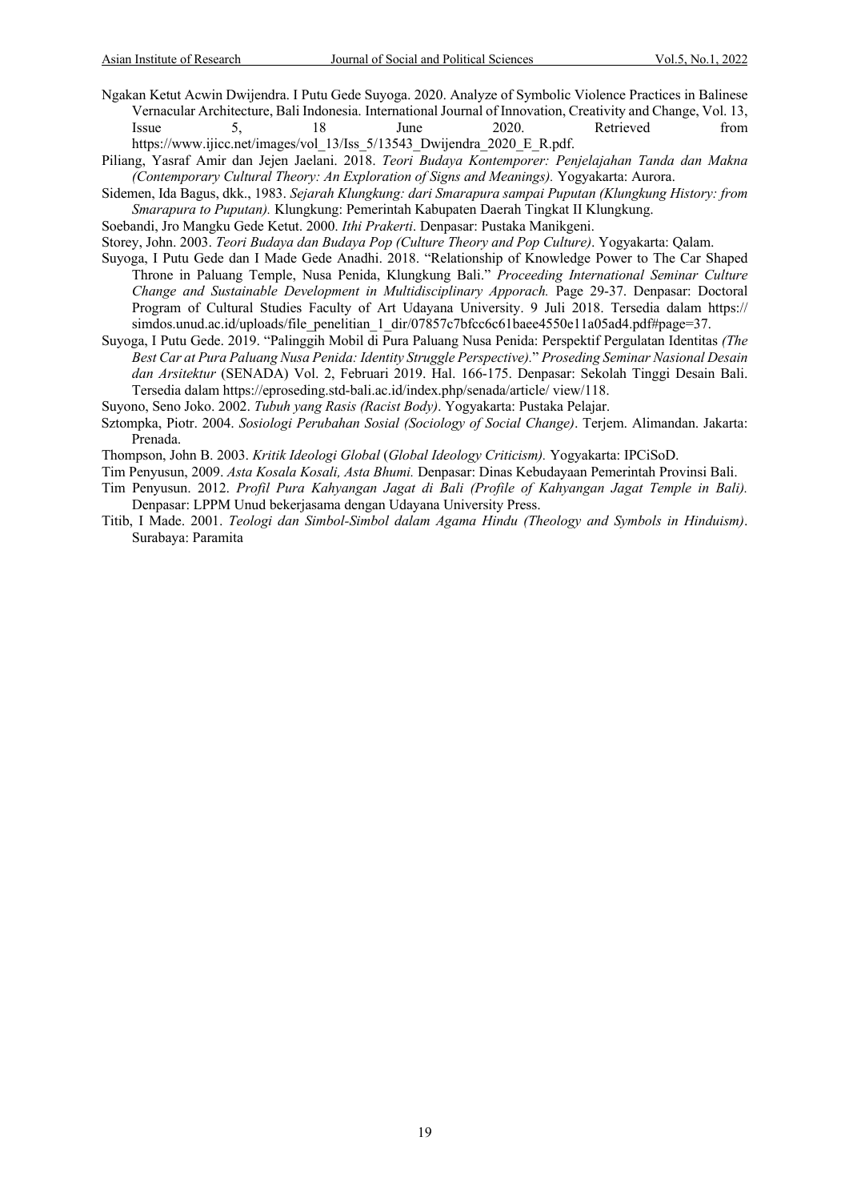Ngakan Ketut Acwin Dwijendra. I Putu Gede Suyoga. 2020. Analyze of Symbolic Violence Practices in Balinese Vernacular Architecture, Bali Indonesia. International Journal of Innovation, Creativity and Change, Vol. 13, Issue 5, 18 June 2020. Retrieved from https://www.ijicc.net/images/vol_13/Iss_5/13543_Dwijendra_2020_E_R.pdf.

Piliang, Yasraf Amir dan Jejen Jaelani. 2018. *Teori Budaya Kontemporer: Penjelajahan Tanda dan Makna (Contemporary Cultural Theory: An Exploration of Signs and Meanings).* Yogyakarta: Aurora.

Sidemen, Ida Bagus, dkk., 1983. *Sejarah Klungkung: dari Smarapura sampai Puputan (Klungkung History: from Smarapura to Puputan).* Klungkung: Pemerintah Kabupaten Daerah Tingkat II Klungkung.

Soebandi, Jro Mangku Gede Ketut. 2000. *Ithi Prakerti*. Denpasar: Pustaka Manikgeni.

Storey, John. 2003. *Teori Budaya dan Budaya Pop (Culture Theory and Pop Culture)*. Yogyakarta: Qalam.

Suyoga, I Putu Gede dan I Made Gede Anadhi. 2018. "Relationship of Knowledge Power to The Car Shaped Throne in Paluang Temple, Nusa Penida, Klungkung Bali." *Proceeding International Seminar Culture Change and Sustainable Development in Multidisciplinary Apporach.* Page 29-37. Denpasar: Doctoral Program of Cultural Studies Faculty of Art Udayana University. 9 Juli 2018. Tersedia dalam https:// simdos.unud.ac.id/uploads/file_penelitian_1_dir/07857c7bfcc6c61baee4550e11a05ad4.pdf#page=37.

Suyoga, I Putu Gede. 2019. "Palinggih Mobil di Pura Paluang Nusa Penida: Perspektif Pergulatan Identitas *(The Best Car at Pura Paluang Nusa Penida: Identity Struggle Perspective).*" *Proseding Seminar Nasional Desain dan Arsitektur* (SENADA) Vol. 2, Februari 2019. Hal. 166-175. Denpasar: Sekolah Tinggi Desain Bali. Tersedia dalam https://eproseding.std-bali.ac.id/index.php/senada/article/ view/118.

Suyono, Seno Joko. 2002. *Tubuh yang Rasis (Racist Body)*. Yogyakarta: Pustaka Pelajar.

Sztompka, Piotr. 2004. *Sosiologi Perubahan Sosial (Sociology of Social Change)*. Terjem. Alimandan. Jakarta: Prenada.

Thompson, John B. 2003. *Kritik Ideologi Global* (*Global Ideology Criticism).* Yogyakarta: IPCiSoD.

Tim Penyusun, 2009. *Asta Kosala Kosali, Asta Bhumi.* Denpasar: Dinas Kebudayaan Pemerintah Provinsi Bali.

Tim Penyusun. 2012. *Profil Pura Kahyangan Jagat di Bali (Profile of Kahyangan Jagat Temple in Bali).* Denpasar: LPPM Unud bekerjasama dengan Udayana University Press.

Titib, I Made. 2001. *Teologi dan Simbol-Simbol dalam Agama Hindu (Theology and Symbols in Hinduism)*. Surabaya: Paramita